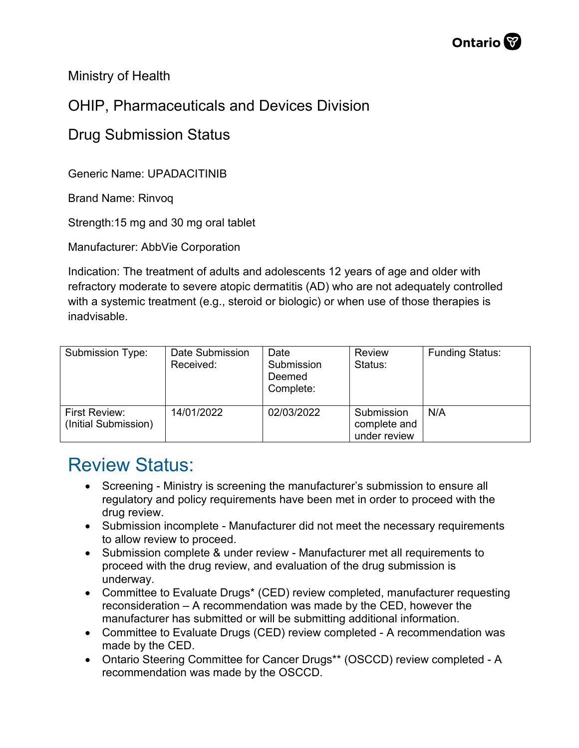Ministry of Health

OHIP, Pharmaceuticals and Devices Division

Drug Submission Status

Generic Name: UPADACITINIB

Brand Name: Rinvoq

Strength:15 mg and 30 mg oral tablet

Manufacturer: AbbVie Corporation

Indication: The treatment of adults and adolescents 12 years of age and older with refractory moderate to severe atopic dermatitis (AD) who are not adequately controlled with a systemic treatment (e.g., steroid or biologic) or when use of those therapies is inadvisable.

| Submission Type: | Date Submission Received: | Date Submission Deemed Complete: | Review Status: | Funding Status: |
|---|---|---|---|---|
| First Review: (Initial Submission) | 14/01/2022 | 02/03/2022 | Submission complete and under review | N/A |

# Review Status:

- Screening - Ministry is screening the manufacturer's submission to ensure all regulatory and policy requirements have been met in order to proceed with the drug review.
- Submission incomplete - Manufacturer did not meet the necessary requirements to allow review to proceed.
- Submission complete & under review - Manufacturer met all requirements to proceed with the drug review, and evaluation of the drug submission is underway.
- Committee to Evaluate Drugs* (CED) review completed, manufacturer requesting reconsideration – A recommendation was made by the CED, however the manufacturer has submitted or will be submitting additional information.
- Committee to Evaluate Drugs (CED) review completed - A recommendation was made by the CED.
- Ontario Steering Committee for Cancer Drugs** (OSCCD) review completed - A recommendation was made by the OSCCD.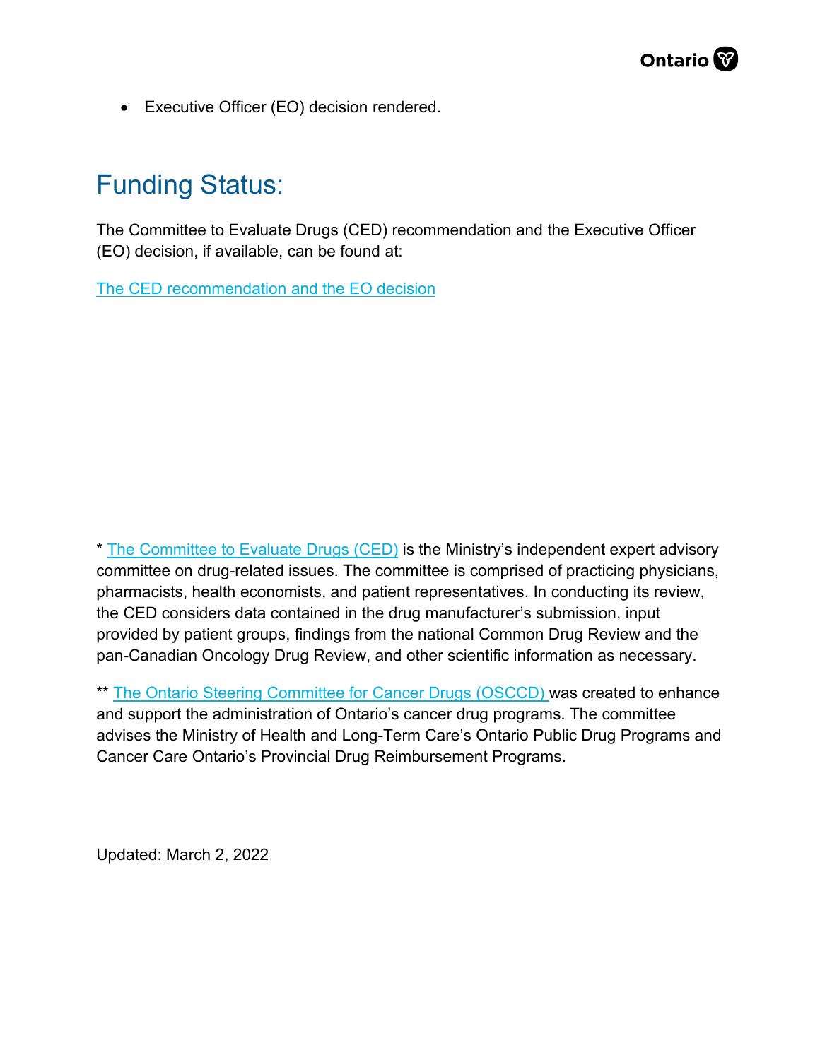- Executive Officer (EO) decision rendered.

## Funding Status:

The Committee to Evaluate Drugs (CED) recommendation and the Executive Officer (EO) decision, if available, can be found at:

The CED recommendation and the EO decision

* The Committee to Evaluate Drugs (CED) is the Ministry's independent expert advisory committee on drug-related issues. The committee is comprised of practicing physicians, pharmacists, health economists, and patient representatives. In conducting its review, the CED considers data contained in the drug manufacturer's submission, input provided by patient groups, findings from the national Common Drug Review and the pan-Canadian Oncology Drug Review, and other scientific information as necessary.

** The Ontario Steering Committee for Cancer Drugs (OSCCD) was created to enhance and support the administration of Ontario's cancer drug programs. The committee advises the Ministry of Health and Long-Term Care's Ontario Public Drug Programs and Cancer Care Ontario's Provincial Drug Reimbursement Programs.

Updated: March 2, 2022